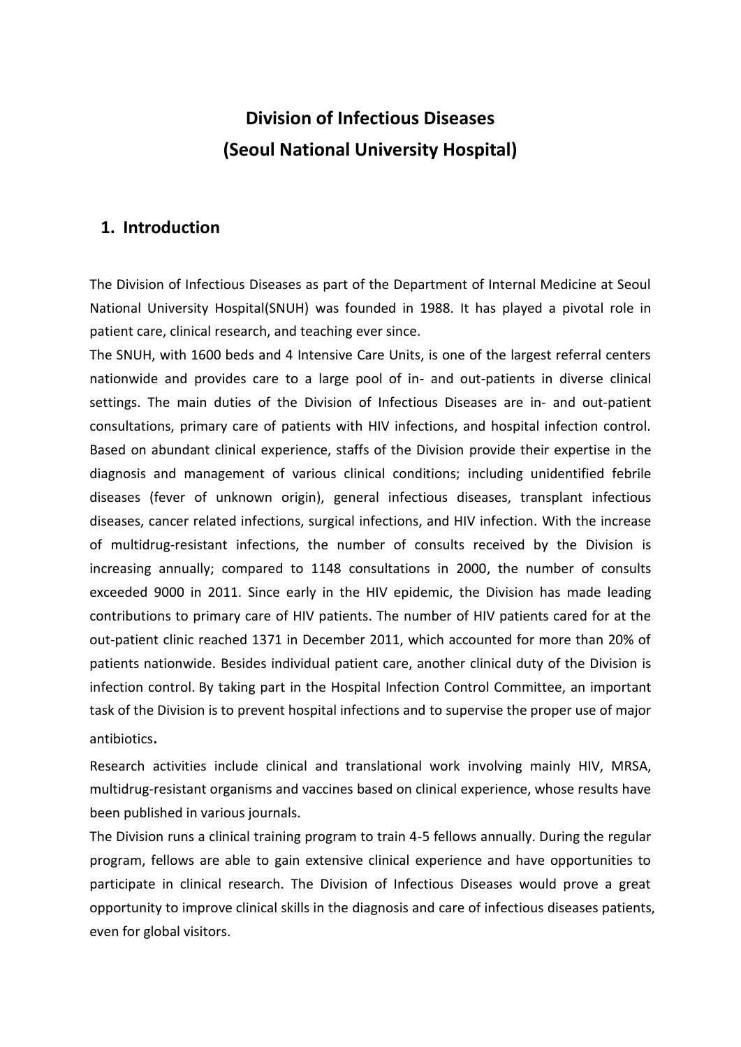# Division of Infectious Diseases
# (Seoul National University Hospital)

## 1. Introduction

The Division of Infectious Diseases as part of the Department of Internal Medicine at Seoul National University Hospital(SNUH) was founded in 1988. It has played a pivotal role in patient care, clinical research, and teaching ever since.

The SNUH, with 1600 beds and 4 Intensive Care Units, is one of the largest referral centers nationwide and provides care to a large pool of in- and out-patients in diverse clinical settings. The main duties of the Division of Infectious Diseases are in- and out-patient consultations, primary care of patients with HIV infections, and hospital infection control. Based on abundant clinical experience, staffs of the Division provide their expertise in the diagnosis and management of various clinical conditions; including unidentified febrile diseases (fever of unknown origin), general infectious diseases, transplant infectious diseases, cancer related infections, surgical infections, and HIV infection. With the increase of multidrug-resistant infections, the number of consults received by the Division is increasing annually; compared to 1148 consultations in 2000, the number of consults exceeded 9000 in 2011. Since early in the HIV epidemic, the Division has made leading contributions to primary care of HIV patients. The number of HIV patients cared for at the out-patient clinic reached 1371 in December 2011, which accounted for more than 20% of patients nationwide. Besides individual patient care, another clinical duty of the Division is infection control. By taking part in the Hospital Infection Control Committee, an important task of the Division is to prevent hospital infections and to supervise the proper use of major antibiotics.

Research activities include clinical and translational work involving mainly HIV, MRSA, multidrug-resistant organisms and vaccines based on clinical experience, whose results have been published in various journals.

The Division runs a clinical training program to train 4-5 fellows annually. During the regular program, fellows are able to gain extensive clinical experience and have opportunities to participate in clinical research. The Division of Infectious Diseases would prove a great opportunity to improve clinical skills in the diagnosis and care of infectious diseases patients, even for global visitors.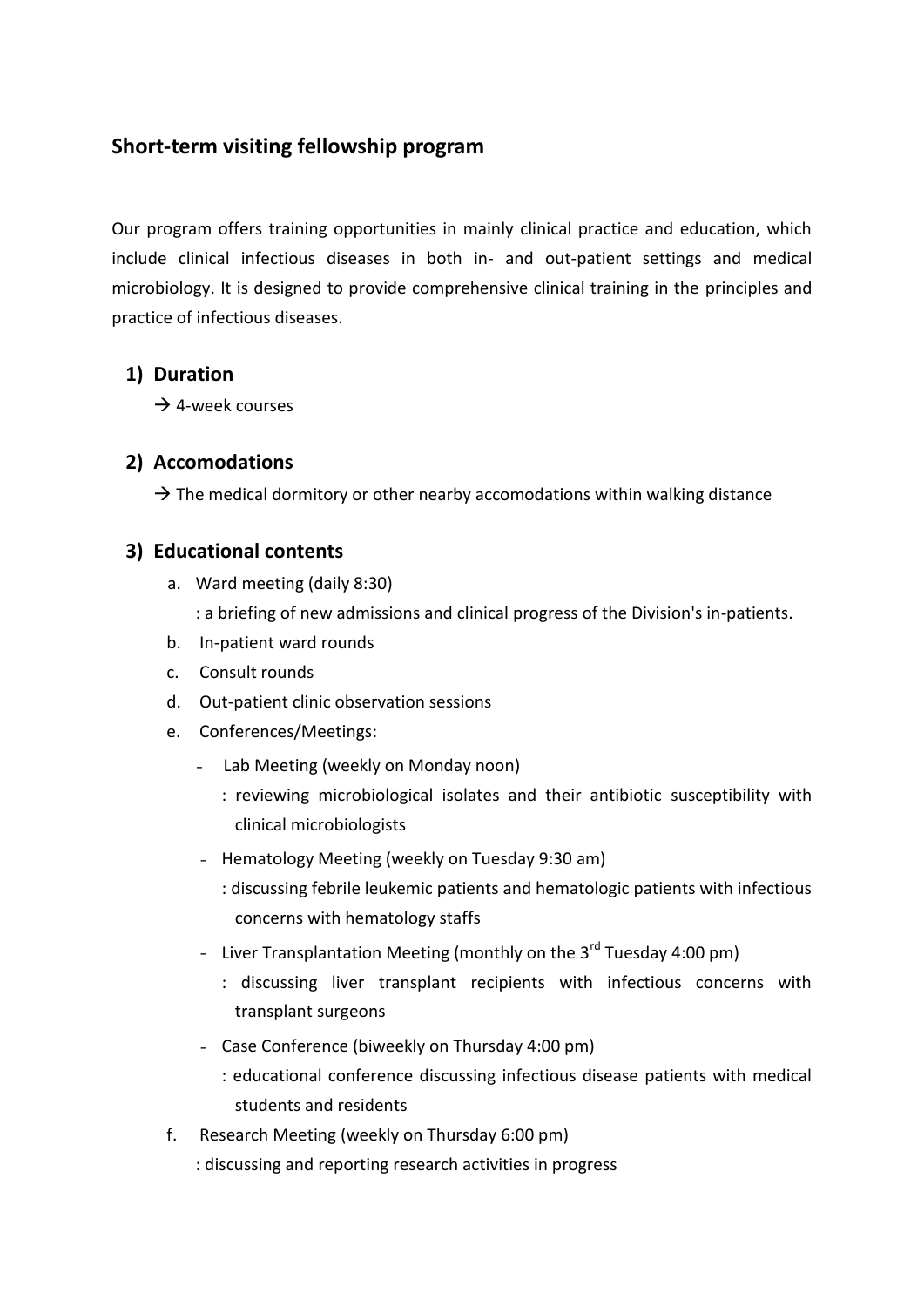## Short-term visiting fellowship program

Our program offers training opportunities in mainly clinical practice and education, which include clinical infectious diseases in both in- and out-patient settings and medical microbiology. It is designed to provide comprehensive clinical training in the principles and practice of infectious diseases.

### 1) Duration

→ 4-week courses

### 2) Accomodations

→ The medical dormitory or other nearby accomodations within walking distance

### 3) Educational contents

a. Ward meeting (daily 8:30)
   : a briefing of new admissions and clinical progress of the Division's in-patients.

b. In-patient ward rounds

c. Consult rounds

d. Out-patient clinic observation sessions

e. Conferences/Meetings:

   - Lab Meeting (weekly on Monday noon)
     : reviewing microbiological isolates and their antibiotic susceptibility with clinical microbiologists
   - Hematology Meeting (weekly on Tuesday 9:30 am)
     : discussing febrile leukemic patients and hematologic patients with infectious concerns with hematology staffs
   - Liver Transplantation Meeting (monthly on the 3rd Tuesday 4:00 pm)
     : discussing liver transplant recipients with infectious concerns with transplant surgeons
   - Case Conference (biweekly on Thursday 4:00 pm)
     : educational conference discussing infectious disease patients with medical students and residents

f. Research Meeting (weekly on Thursday 6:00 pm)
   : discussing and reporting research activities in progress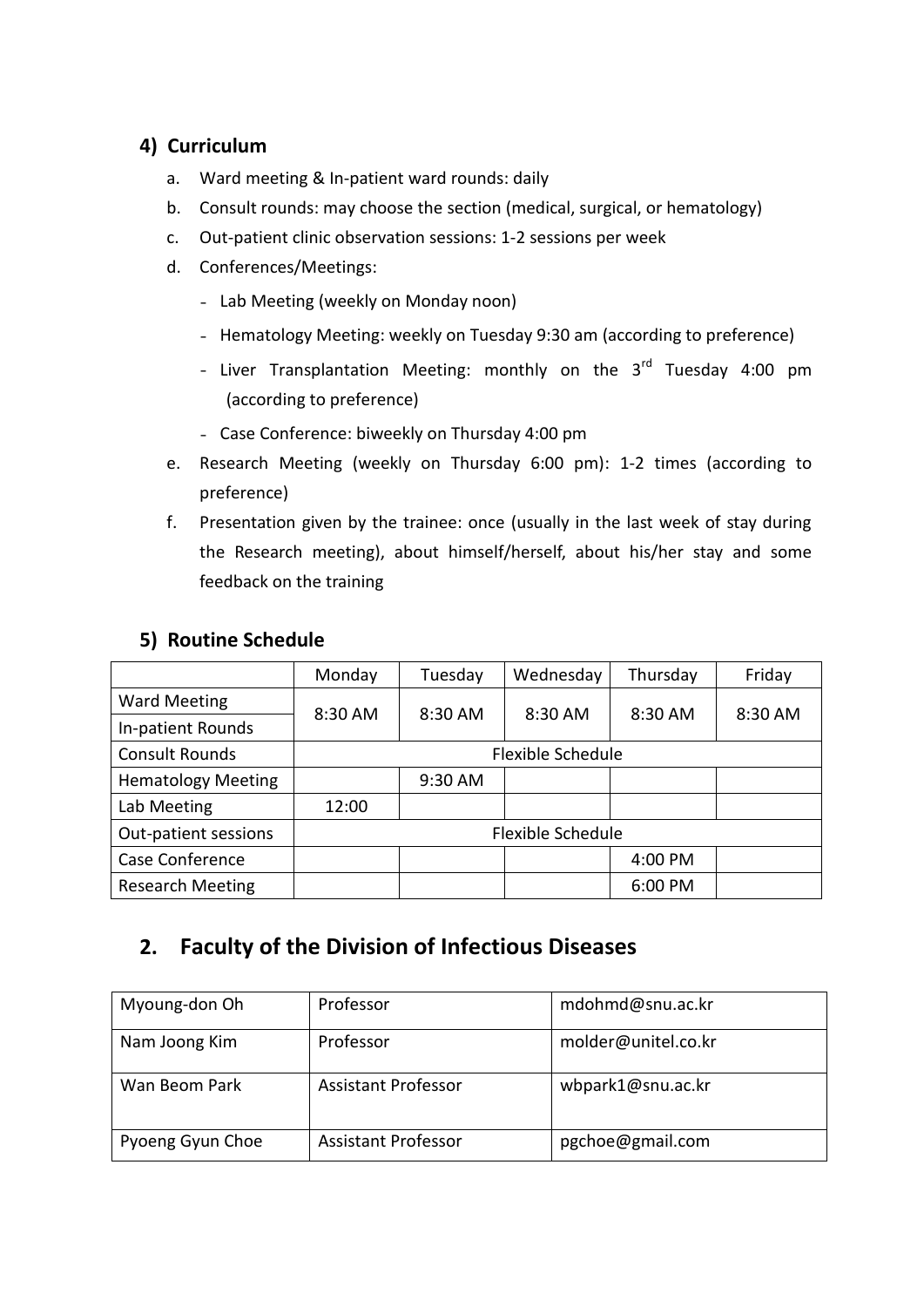### 4) Curriculum

a. Ward meeting & In-patient ward rounds: daily

b. Consult rounds: may choose the section (medical, surgical, or hematology)

c. Out-patient clinic observation sessions: 1-2 sessions per week

d. Conferences/Meetings:

- Lab Meeting (weekly on Monday noon)
- Hematology Meeting: weekly on Tuesday 9:30 am (according to preference)
- Liver Transplantation Meeting: monthly on the 3rd Tuesday 4:00 pm (according to preference)
- Case Conference: biweekly on Thursday 4:00 pm

e. Research Meeting (weekly on Thursday 6:00 pm): 1-2 times (according to preference)

f. Presentation given by the trainee: once (usually in the last week of stay during the Research meeting), about himself/herself, about his/her stay and some feedback on the training

### 5) Routine Schedule

| | Monday | Tuesday | Wednesday | Thursday | Friday |
|---|---|---|---|---|---|
| Ward Meeting / In-patient Rounds | 8:30 AM | 8:30 AM | 8:30 AM | 8:30 AM | 8:30 AM |
| Consult Rounds | Flexible Schedule | | | | |
| Hematology Meeting | | 9:30 AM | | | |
| Lab Meeting | 12:00 | | | | |
| Out-patient sessions | Flexible Schedule | | | | |
| Case Conference | | | | 4:00 PM | |
| Research Meeting | | | | 6:00 PM | |

## 2. Faculty of the Division of Infectious Diseases

| | | |
|---|---|---|
| Myoung-don Oh | Professor | mdohmd@snu.ac.kr |
| Nam Joong Kim | Professor | molder@unitel.co.kr |
| Wan Beom Park | Assistant Professor | wbpark1@snu.ac.kr |
| Pyoeng Gyun Choe | Assistant Professor | pgchoe@gmail.com |